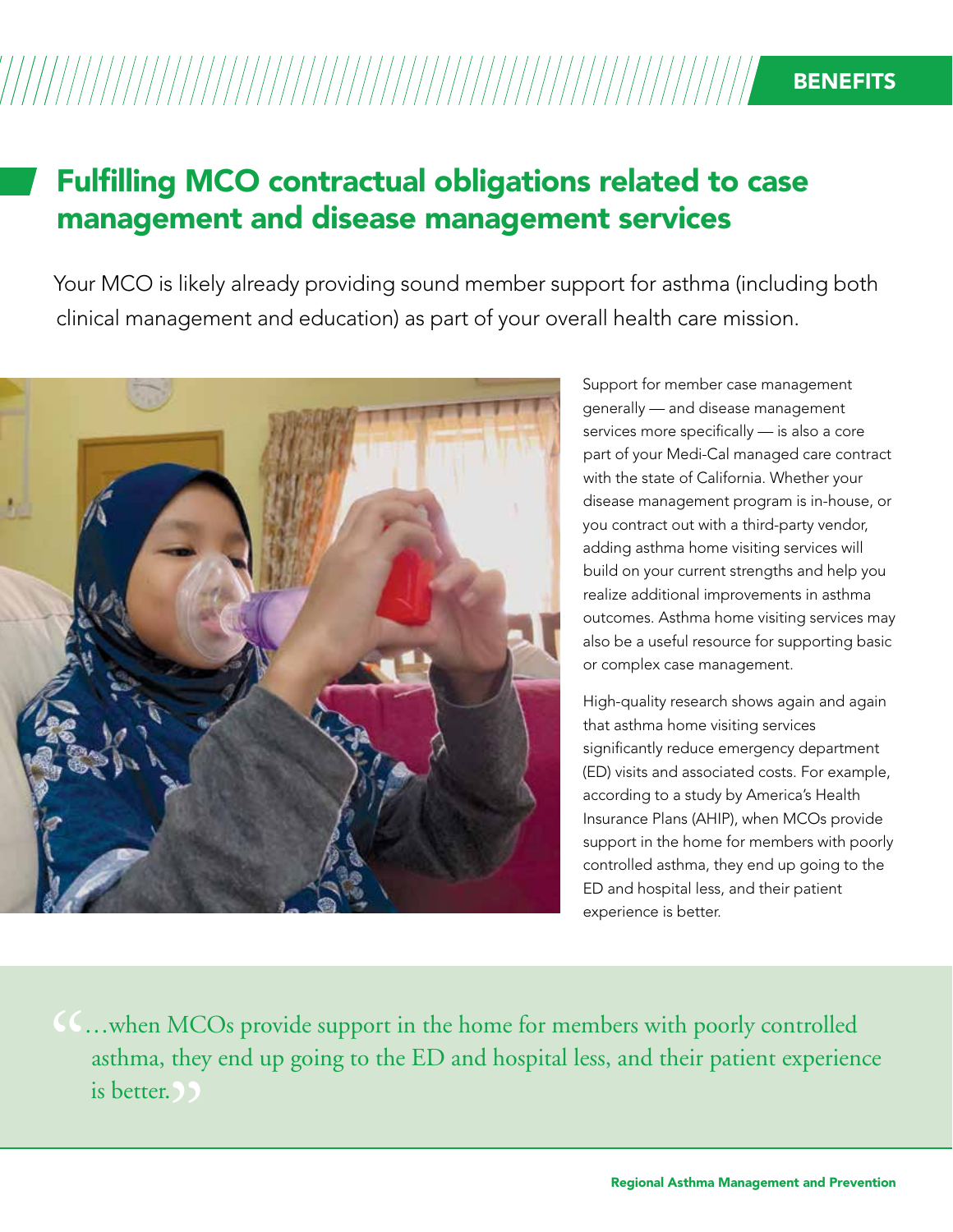BENEFITS

## Fulfilling MCO contractual obligations related to case management and disease management services

Your MCO is likely already providing sound member support for asthma (including both clinical management and education) as part of your overall health care mission.

Support for member case management generally — and disease management services more specifically — is also a core part of your Medi-Cal managed care contract with the state of California. Whether your disease management program is in-house, or you contract out with a third-party vendor, adding asthma home visiting services will build on your current strengths and help you realize additional improvements in asthma outcomes. Asthma home visiting services may also be a useful resource for supporting basic or complex case management.

High-quality research shows again and again that asthma home visiting services significantly reduce emergency department (ED) visits and associated costs. For example, according to a study by America's Health Insurance Plans (AHIP), when MCOs provide support in the home for members with poorly controlled asthma, they end up going to the ED and hospital less, and their patient experience is better.

> "…when MCOs provide support in the home for members with poorly controlled asthma, they end up going to the ED and hospital less, and their patient experience is better."

Regional Asthma Management and Prevention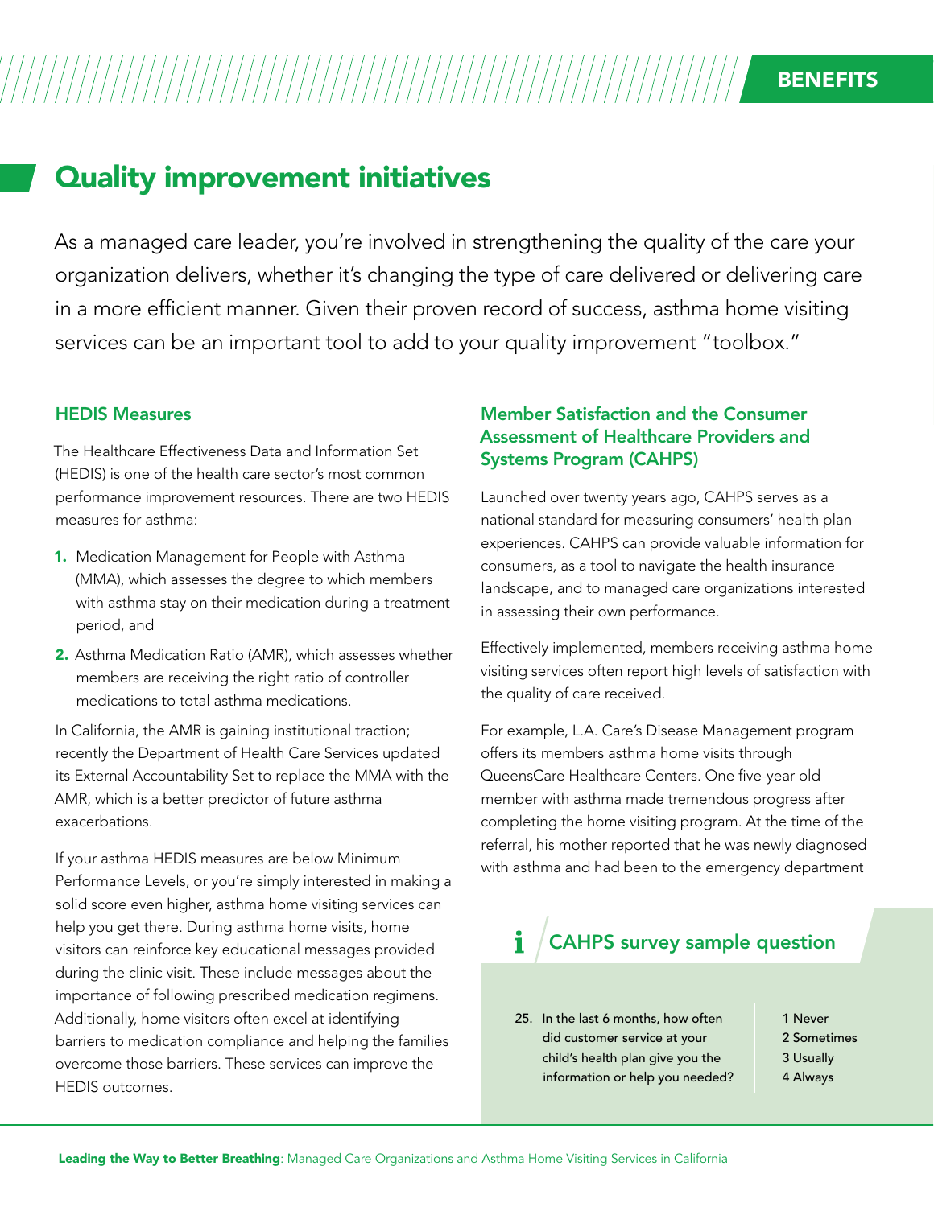# Quality improvement initiatives

As a managed care leader, you're involved in strengthening the quality of the care your organization delivers, whether it's changing the type of care delivered or delivering care in a more efficient manner. Given their proven record of success, asthma home visiting services can be an important tool to add to your quality improvement "toolbox."

### HEDIS Measures

The Healthcare Effectiveness Data and Information Set (HEDIS) is one of the health care sector's most common performance improvement resources. There are two HEDIS measures for asthma:

1. Medication Management for People with Asthma (MMA), which assesses the degree to which members with asthma stay on their medication during a treatment period, and
2. Asthma Medication Ratio (AMR), which assesses whether members are receiving the right ratio of controller medications to total asthma medications.

In California, the AMR is gaining institutional traction; recently the Department of Health Care Services updated its External Accountability Set to replace the MMA with the AMR, which is a better predictor of future asthma exacerbations.

If your asthma HEDIS measures are below Minimum Performance Levels, or you're simply interested in making a solid score even higher, asthma home visiting services can help you get there. During asthma home visits, home visitors can reinforce key educational messages provided during the clinic visit. These include messages about the importance of following prescribed medication regimens. Additionally, home visitors often excel at identifying barriers to medication compliance and helping the families overcome those barriers. These services can improve the HEDIS outcomes.

### Member Satisfaction and the Consumer Assessment of Healthcare Providers and Systems Program (CAHPS)

Launched over twenty years ago, CAHPS serves as a national standard for measuring consumers' health plan experiences. CAHPS can provide valuable information for consumers, as a tool to navigate the health insurance landscape, and to managed care organizations interested in assessing their own performance.

Effectively implemented, members receiving asthma home visiting services often report high levels of satisfaction with the quality of care received.

For example, L.A. Care's Disease Management program offers its members asthma home visits through QueensCare Healthcare Centers. One five-year old member with asthma made tremendous progress after completing the home visiting program. At the time of the referral, his mother reported that he was newly diagnosed with asthma and had been to the emergency department

#### CAHPS survey sample question

| Question | Response |
|---|---|
| 25. In the last 6 months, how often did customer service at your child's health plan give you the information or help you needed? | 1 Never<br>2 Sometimes<br>3 Usually<br>4 Always |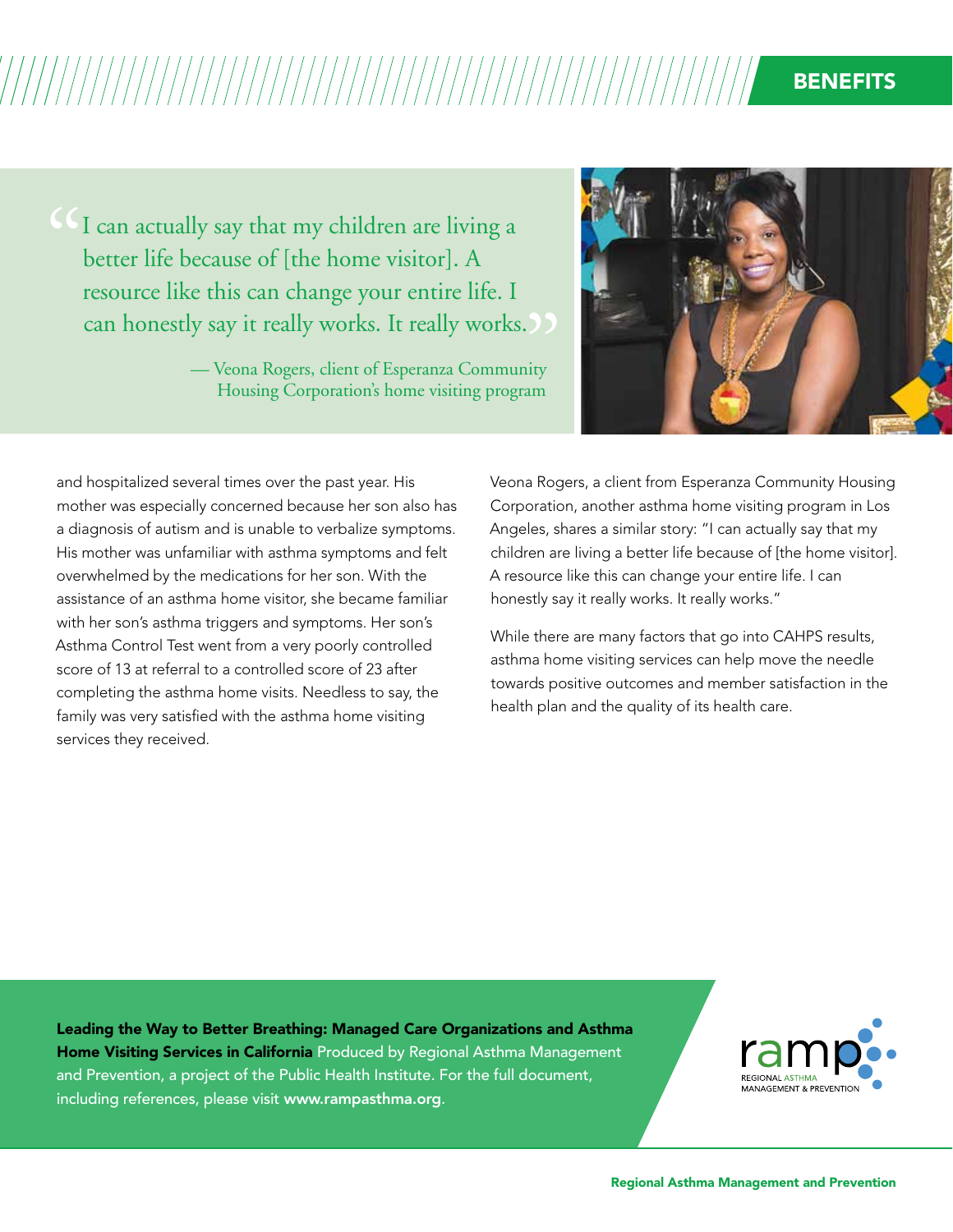## BENEFITS

> "I can actually say that my children are living a better life because of [the home visitor]. A resource like this can change your entire life. I can honestly say it really works. It really works."
>
> — Veona Rogers, client of Esperanza Community Housing Corporation's home visiting program

and hospitalized several times over the past year. His mother was especially concerned because her son also has a diagnosis of autism and is unable to verbalize symptoms. His mother was unfamiliar with asthma symptoms and felt overwhelmed by the medications for her son. With the assistance of an asthma home visitor, she became familiar with her son's asthma triggers and symptoms. Her son's Asthma Control Test went from a very poorly controlled score of 13 at referral to a controlled score of 23 after completing the asthma home visits. Needless to say, the family was very satisfied with the asthma home visiting services they received.

Veona Rogers, a client from Esperanza Community Housing Corporation, another asthma home visiting program in Los Angeles, shares a similar story: "I can actually say that my children are living a better life because of [the home visitor]. A resource like this can change your entire life. I can honestly say it really works. It really works."

While there are many factors that go into CAHPS results, asthma home visiting services can help move the needle towards positive outcomes and member satisfaction in the health plan and the quality of its health care.

**Leading the Way to Better Breathing: Managed Care Organizations and Asthma Home Visiting Services in California** Produced by Regional Asthma Management and Prevention, a project of the Public Health Institute. For the full document, including references, please visit **www.rampasthma.org**.

ramp REGIONAL ASTHMA MANAGEMENT & PREVENTION